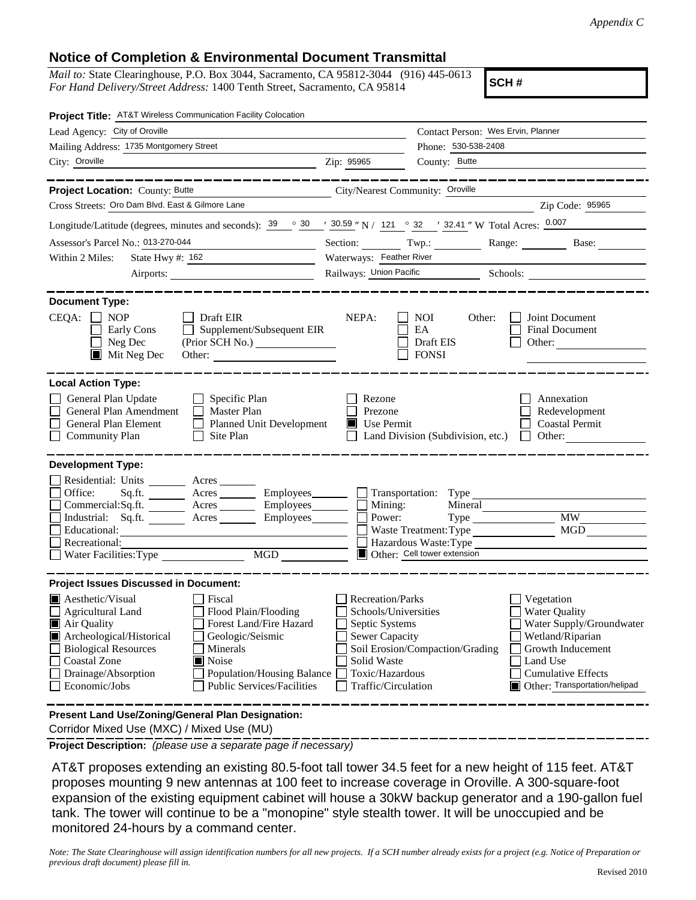*Appendix C*

## Notice of Completion & Environmental Document Transmittal

*Mail to:* State Clearinghouse, P.O. Box 3044, Sacramento, CA 95812-3044 (916) 445-0613
*For Hand Delivery/Street Address:* 1400 Tenth Street, Sacramento, CA 95814

**SCH #**

**Project Title:** AT&T Wireless Communication Facility Colocation

Lead Agency: City of Oroville | Contact Person: Wes Ervin, Planner
Mailing Address: 1735 Montgomery Street | Phone: 530-538-2408
City: Oroville | Zip: 95965 | County: Butte

---

**Project Location:** County: Butte | City/Nearest Community: Oroville
Cross Streets: Oro Dam Blvd. East & Gilmore Lane | Zip Code: 95965
Longitude/Latitude (degrees, minutes and seconds): 39 ° 30 ′ 30.59 ″ N / 121 ° 32 ′ 32.41 ″ W Total Acres: 0.007
Assessor's Parcel No.: 013-270-044 | Section: | Twp.: | Range: | Base:
Within 2 Miles: State Hwy #: 162 | Waterways: Feather River
Airports: | Railways: Union Pacific | Schools:

---

**Document Type:**

CEQA: ☐ NOP ☐ Early Cons ☐ Neg Dec ☒ Mit Neg Dec ☐ Draft EIR ☐ Supplement/Subsequent EIR (Prior SCH No.) Other:

NEPA: ☐ NOI ☐ EA ☐ Draft EIS ☐ FONSI

Other: ☐ Joint Document ☐ Final Document ☐ Other:

---

**Local Action Type:**

☐ General Plan Update ☐ General Plan Amendment ☐ General Plan Element ☐ Community Plan ☐ Specific Plan ☐ Master Plan ☐ Planned Unit Development ☐ Site Plan ☐ Rezone ☐ Prezone ☒ Use Permit ☐ Land Division (Subdivision, etc.) ☐ Annexation ☐ Redevelopment ☐ Coastal Permit ☐ Other:

---

**Development Type:**

☐ Residential: Units Acres
☐ Office: Sq.ft. Acres Employees
☐ Commercial: Sq.ft. Acres Employees
☐ Industrial: Sq.ft. Acres Employees
☐ Educational:
☐ Recreational:
☐ Water Facilities: Type MGD
☐ Transportation: Type
☐ Mining: Mineral
☐ Power: Type MW
☐ Waste Treatment: Type MGD
☐ Hazardous Waste: Type
☒ Other: Cell tower extension

---

**Project Issues Discussed in Document:**

☒ Aesthetic/Visual ☐ Agricultural Land ☒ Air Quality ☒ Archeological/Historical ☐ Biological Resources ☐ Coastal Zone ☐ Drainage/Absorption ☐ Economic/Jobs ☐ Fiscal ☐ Flood Plain/Flooding ☐ Forest Land/Fire Hazard ☐ Geologic/Seismic ☐ Minerals ☒ Noise ☐ Population/Housing Balance ☐ Public Services/Facilities ☐ Recreation/Parks ☐ Schools/Universities ☐ Septic Systems ☐ Sewer Capacity ☐ Soil Erosion/Compaction/Grading ☐ Solid Waste ☐ Toxic/Hazardous ☐ Traffic/Circulation ☐ Vegetation ☐ Water Quality ☐ Water Supply/Groundwater ☐ Wetland/Riparian ☐ Growth Inducement ☐ Land Use ☐ Cumulative Effects ☒ Other: Transportation/helipad

---

**Present Land Use/Zoning/General Plan Designation:**
Corridor Mixed Use (MXC) / Mixed Use (MU)

**Project Description:** *(please use a separate page if necessary)*

AT&T proposes extending an existing 80.5-foot tall tower 34.5 feet for a new height of 115 feet. AT&T proposes mounting 9 new antennas at 100 feet to increase coverage in Oroville. A 300-square-foot expansion of the existing equipment cabinet will house a 30kW backup generator and a 190-gallon fuel tank. The tower will continue to be a "monopine" style stealth tower. It will be unoccupied and be monitored 24-hours by a command center.

*Note: The State Clearinghouse will assign identification numbers for all new projects. If a SCH number already exists for a project (e.g. Notice of Preparation or previous draft document) please fill in.*

Revised 2010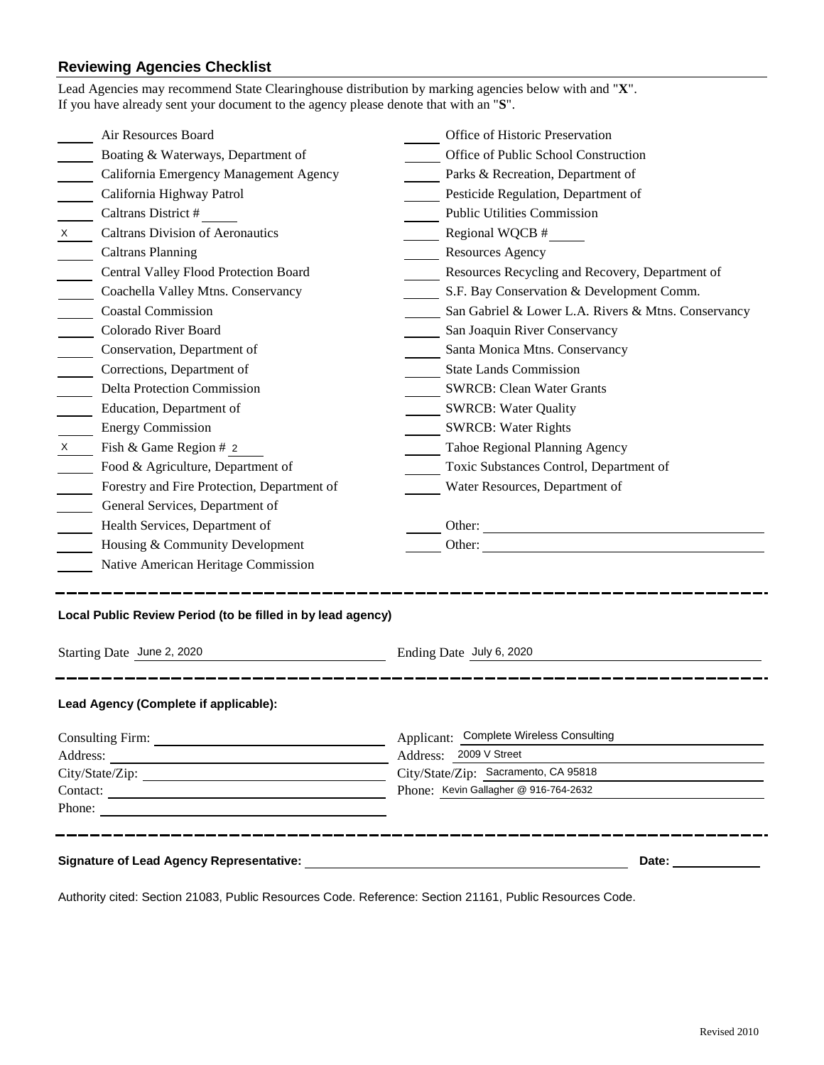## Reviewing Agencies Checklist

Lead Agencies may recommend State Clearinghouse distribution by marking agencies below with and "**X**". If you have already sent your document to the agency please denote that with an "**S**".

| | | | |
|---|---|---|---|
| ____ | Air Resources Board | ____ | Office of Historic Preservation |
| ____ | Boating & Waterways, Department of | ____ | Office of Public School Construction |
| ____ | California Emergency Management Agency | ____ | Parks & Recreation, Department of |
| ____ | California Highway Patrol | ____ | Pesticide Regulation, Department of |
| ____ | Caltrans District # ____ | ____ | Public Utilities Commission |
| X | Caltrans Division of Aeronautics | ____ | Regional WQCB # ____ |
| ____ | Caltrans Planning | ____ | Resources Agency |
| ____ | Central Valley Flood Protection Board | ____ | Resources Recycling and Recovery, Department of |
| ____ | Coachella Valley Mtns. Conservancy | ____ | S.F. Bay Conservation & Development Comm. |
| ____ | Coastal Commission | ____ | San Gabriel & Lower L.A. Rivers & Mtns. Conservancy |
| ____ | Colorado River Board | ____ | San Joaquin River Conservancy |
| ____ | Conservation, Department of | ____ | Santa Monica Mtns. Conservancy |
| ____ | Corrections, Department of | ____ | State Lands Commission |
| ____ | Delta Protection Commission | ____ | SWRCB: Clean Water Grants |
| ____ | Education, Department of | ____ | SWRCB: Water Quality |
| ____ | Energy Commission | ____ | SWRCB: Water Rights |
| X | Fish & Game Region # 2 | ____ | Tahoe Regional Planning Agency |
| ____ | Food & Agriculture, Department of | ____ | Toxic Substances Control, Department of |
| ____ | Forestry and Fire Protection, Department of | ____ | Water Resources, Department of |
| ____ | General Services, Department of | | |
| ____ | Health Services, Department of | ____ | Other: ____________ |
| ____ | Housing & Community Development | ____ | Other: ____________ |
| ____ | Native American Heritage Commission | | |

---

**Local Public Review Period (to be filled in by lead agency)**

Starting Date June 2, 2020 Ending Date July 6, 2020

---

**Lead Agency (Complete if applicable):**

Consulting Firm: ____________
Address: ____________
City/State/Zip: ____________
Contact: ____________
Phone: ____________

Applicant: Complete Wireless Consulting
Address: 2009 V Street
City/State/Zip: Sacramento, CA 95818
Phone: Kevin Gallagher @ 916-764-2632

---

**Signature of Lead Agency Representative:** ____________ **Date:** ____________

Authority cited: Section 21083, Public Resources Code. Reference: Section 21161, Public Resources Code.

Revised 2010